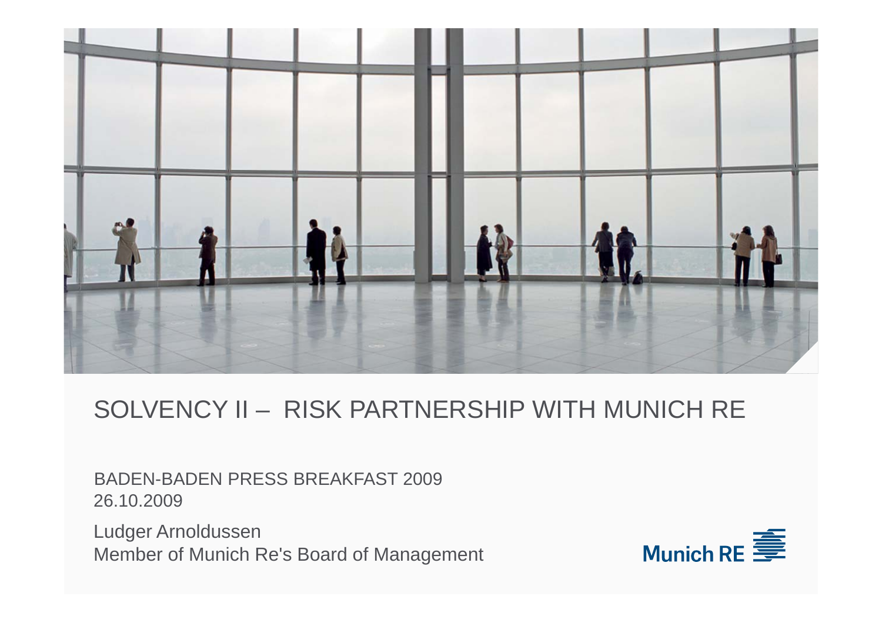# SOLVENCY II – RISK PARTNERSHIP WITH MUNICH RE

BADEN-BADEN PRESS BREAKFAST 2009
26.10.2009

Ludger Arnoldussen
Member of Munich Re's Board of Management

Munich RE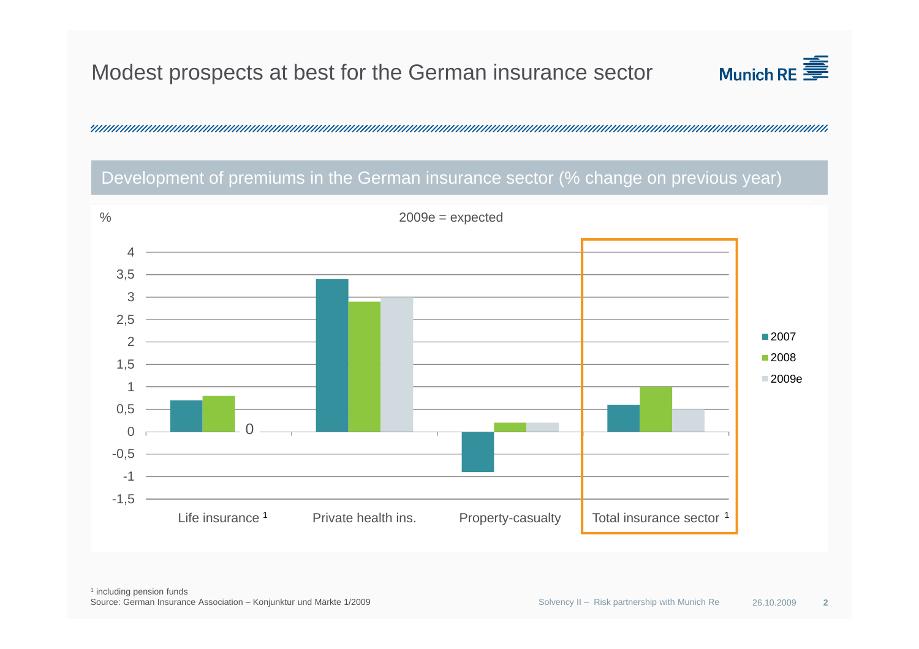# Modest prospects at best for the German insurance sector

## Development of premiums in the German insurance sector (% change on previous year)

2009e = expected

| % | 2007 | 2008 | 2009e |
|---|---|---|---|
| Life insurance [1] | 0,7 | 0,8 | 0 |
| Private health ins. | 3,4 | 2,9 | 3,0 |
| Property-casualty | -0,9 | 0,2 | 0,2 |
| Total insurance sector [1] | 0,6 | 1,0 | 0,5 |

[1] including pension funds

Source: German Insurance Association – Konjunktur und Märkte 1/2009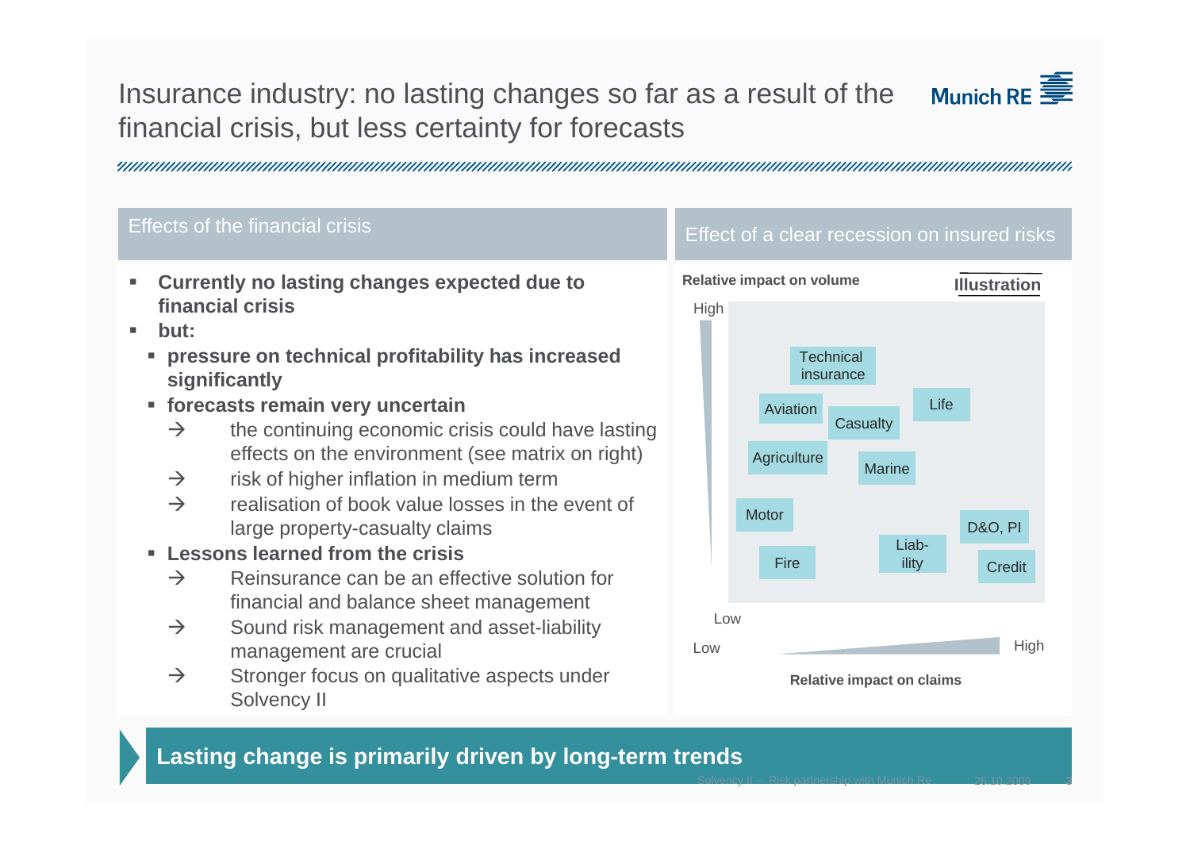# Insurance industry: no lasting changes so far as a result of the financial crisis, but less certainty for forecasts

## Effects of the financial crisis

- **Currently no lasting changes expected due to financial crisis**
- **but:**
  - **pressure on technical profitability has increased significantly**
  - **forecasts remain very uncertain**
    - → the continuing economic crisis could have lasting effects on the environment (see matrix on right)
    - → risk of higher inflation in medium term
    - → realisation of book value losses in the event of large property-casualty claims
  - **Lessons learned from the crisis**
    - → Reinsurance can be an effective solution for financial and balance sheet management
    - → Sound risk management and asset-liability management are crucial
    - → Stronger focus on qualitative aspects under Solvency II

## Effect of a clear recession on insured risks

**Illustration**

**Relative impact on volume** (Low – High)

Technical insurance, Aviation, Casualty, Life, Agriculture, Marine, Motor, D&O, PI, Liab-ility, Fire, Credit

**Relative impact on claims** (Low – High)

**Lasting change is primarily driven by long-term trends**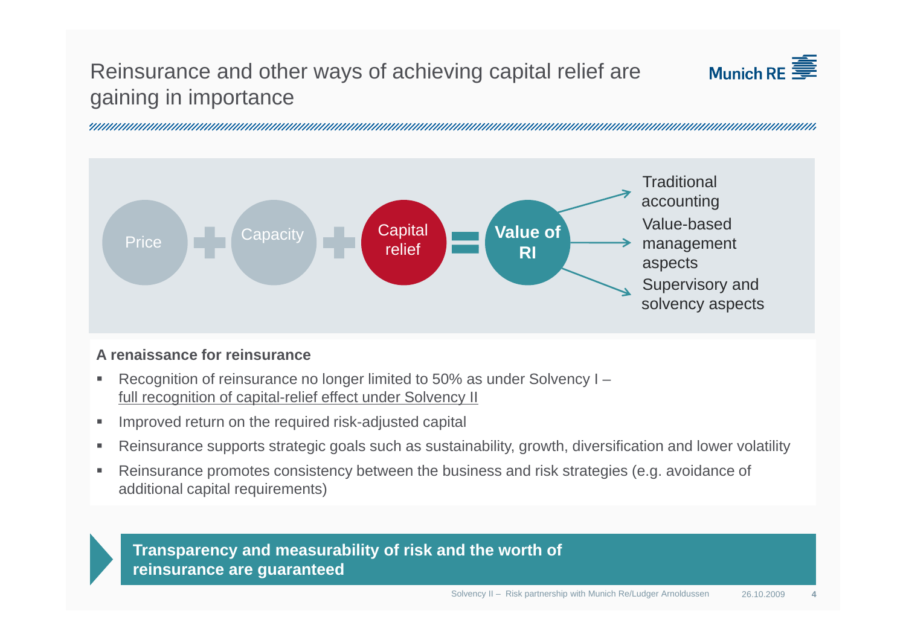# Reinsurance and other ways of achieving capital relief are gaining in importance

Price + Capacity + Capital relief = **Value of RI**

- Traditional accounting
- Value-based management aspects
- Supervisory and solvency aspects

**A renaissance for reinsurance**

- Recognition of reinsurance no longer limited to 50% as under Solvency I – full recognition of capital-relief effect under Solvency II
- Improved return on the required risk-adjusted capital
- Reinsurance supports strategic goals such as sustainability, growth, diversification and lower volatility
- Reinsurance promotes consistency between the business and risk strategies (e.g. avoidance of additional capital requirements)

**Transparency and measurability of risk and the worth of reinsurance are guaranteed**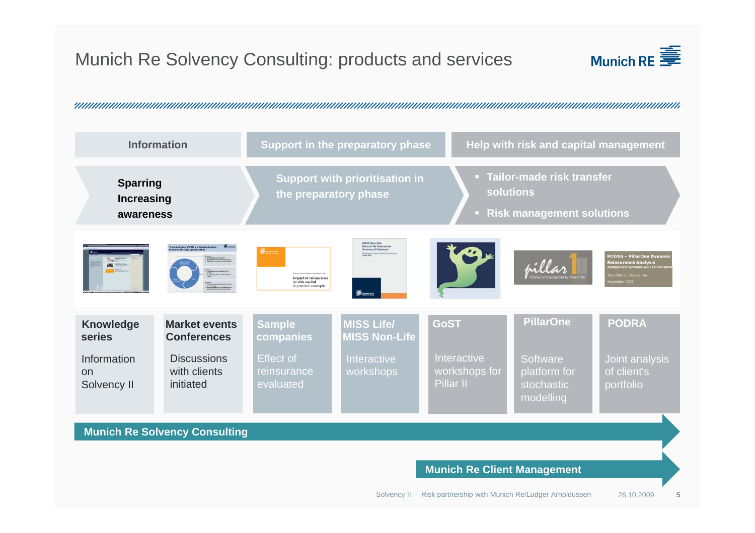# Munich Re Solvency Consulting: products and services

| Information | Support in the preparatory phase | Help with risk and capital management |
|---|---|---|
| Sparring<br>Increasing awareness | Support with prioritisation in the preparatory phase | ▪ Tailor-made risk transfer solutions<br>▪ Risk management solutions |

| Knowledge series | Market events Conferences | Sample companies | MISS Life/ MISS Non-Life | GoST | PillarOne | PODRA |
|---|---|---|---|---|---|---|
| Information on Solvency II | Discussions with clients initiated | Effect of reinsurance evaluated | Interactive workshops | Interactive workshops for Pillar II | Software platform for stochastic modelling | Joint analysis of client's portfolio |

**Munich Re Solvency Consulting**

**Munich Re Client Management**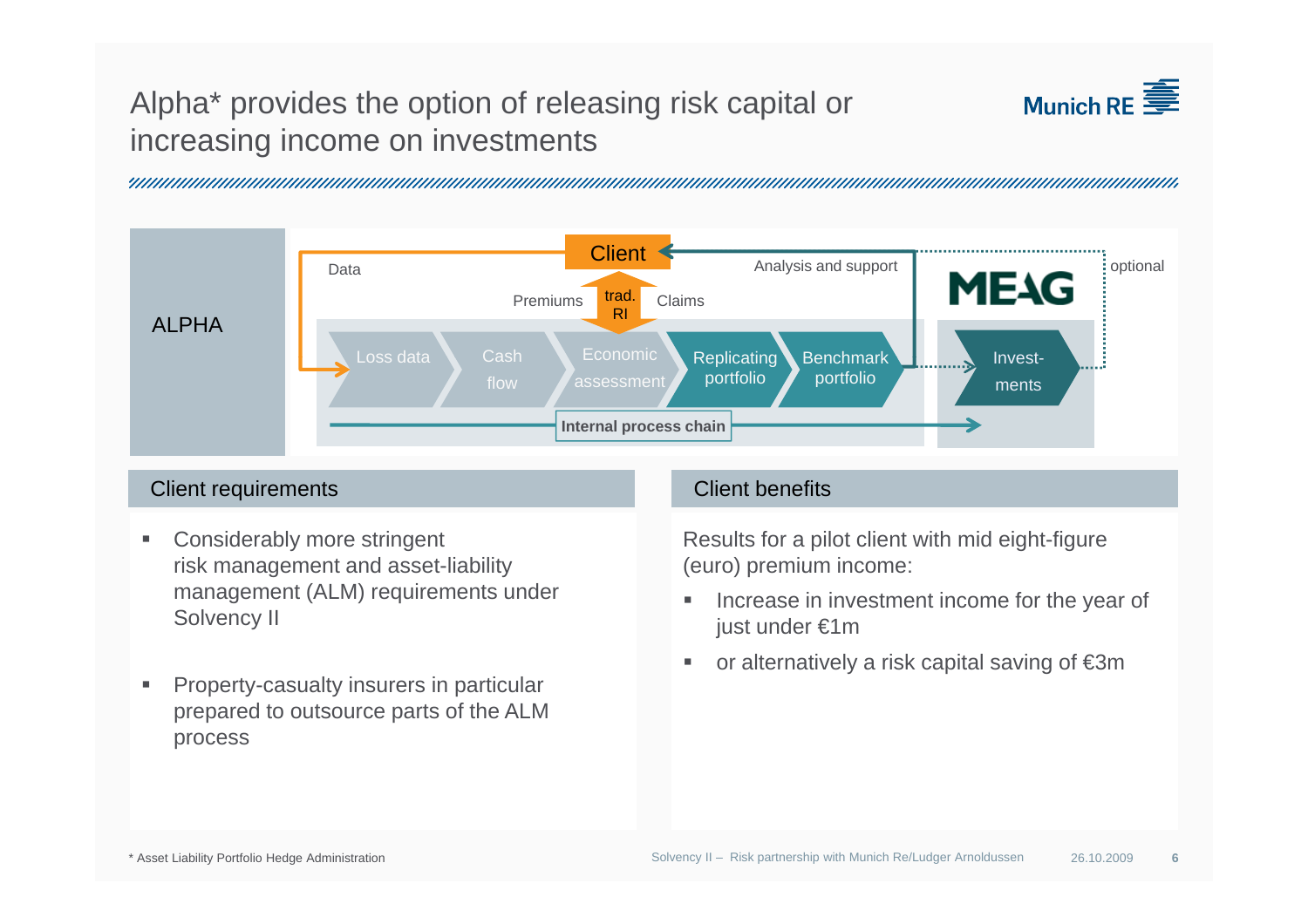# Alpha* provides the option of releasing risk capital or increasing income on investments

ALPHA

Client

Data

Analysis and support

optional

Premiums

trad. RI

Claims

MEAG

Loss data → Cash flow → Economic assessment → Replicating portfolio → Benchmark portfolio → Invest-ments

Internal process chain

## Client requirements

- Considerably more stringent risk management and asset-liability management (ALM) requirements under Solvency II
- Property-casualty insurers in particular prepared to outsource parts of the ALM process

## Client benefits

Results for a pilot client with mid eight-figure (euro) premium income:

- Increase in investment income for the year of just under €1m
- or alternatively a risk capital saving of €3m

* Asset Liability Portfolio Hedge Administration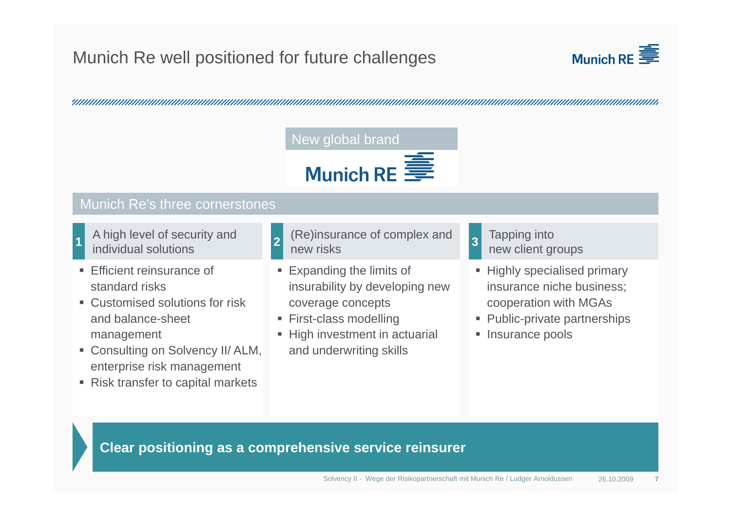# Munich Re well positioned for future challenges

## New global brand

Munich RE

## Munich Re's three cornerstones

### 1 A high level of security and individual solutions

- Efficient reinsurance of standard risks
- Customised solutions for risk and balance-sheet management
- Consulting on Solvency II/ ALM, enterprise risk management
- Risk transfer to capital markets

### 2 (Re)insurance of complex and new risks

- Expanding the limits of insurability by developing new coverage concepts
- First-class modelling
- High investment in actuarial and underwriting skills

### 3 Tapping into new client groups

- Highly specialised primary insurance niche business; cooperation with MGAs
- Public-private partnerships
- Insurance pools

**Clear positioning as a comprehensive service reinsurer**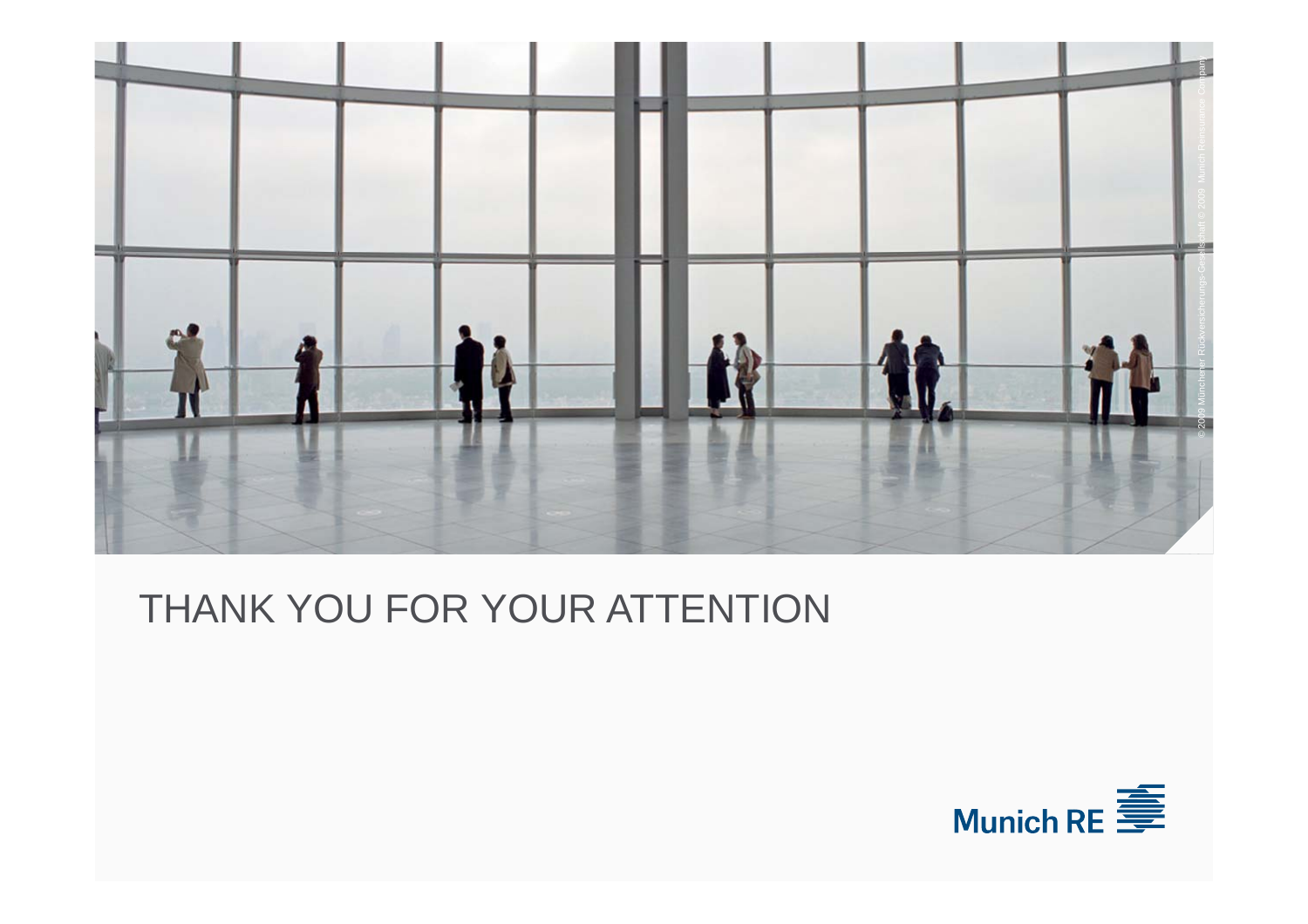© 2009 Münchener Rückversicherungs-Gesellschaft © 2009 Munich Reinsurance Company

# THANK YOU FOR YOUR ATTENTION

Munich RE